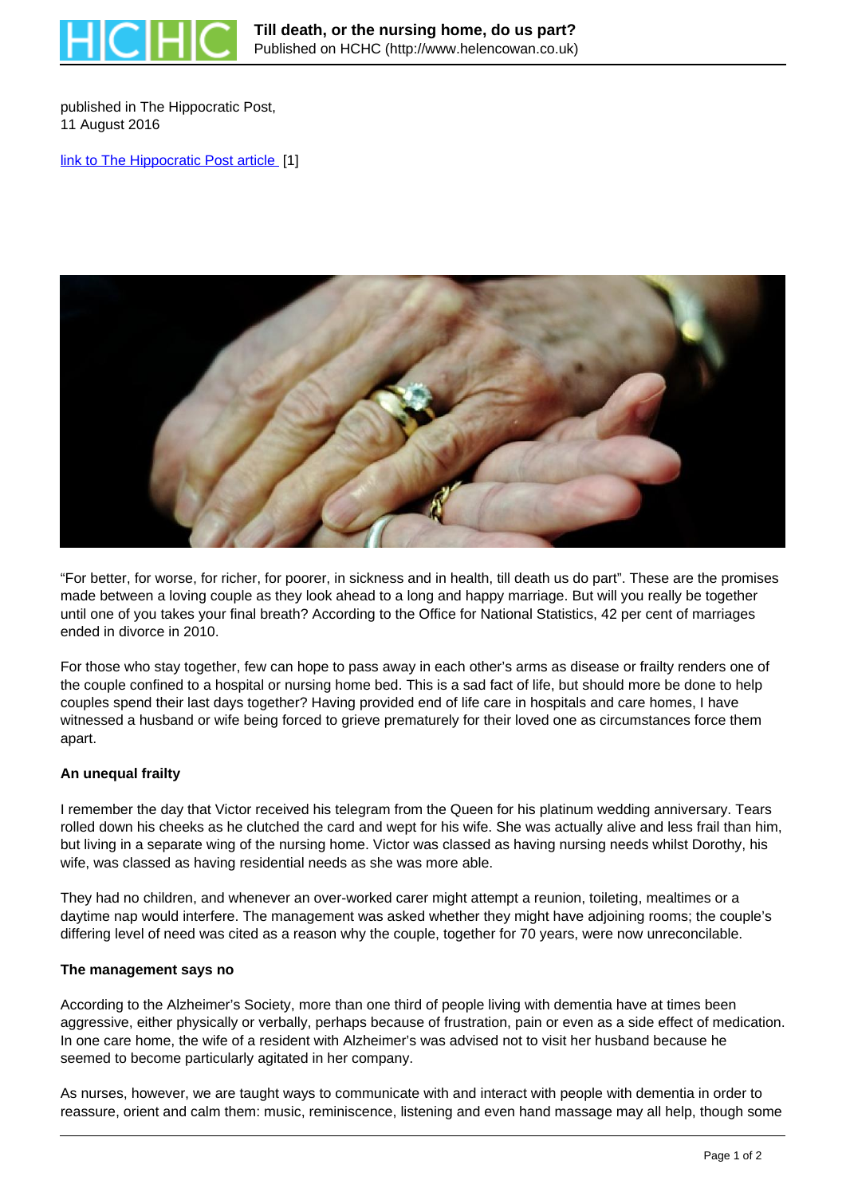published in The Hippocratic Post,
11 August 2016

link to The Hippocratic Post article [1]

"For better, for worse, for richer, for poorer, in sickness and in health, till death us do part". These are the promises made between a loving couple as they look ahead to a long and happy marriage. But will you really be together until one of you takes your final breath? According to the Office for National Statistics, 42 per cent of marriages ended in divorce in 2010.

For those who stay together, few can hope to pass away in each other's arms as disease or frailty renders one of the couple confined to a hospital or nursing home bed. This is a sad fact of life, but should more be done to help couples spend their last days together? Having provided end of life care in hospitals and care homes, I have witnessed a husband or wife being forced to grieve prematurely for their loved one as circumstances force them apart.

**An unequal frailty**

I remember the day that Victor received his telegram from the Queen for his platinum wedding anniversary. Tears rolled down his cheeks as he clutched the card and wept for his wife. She was actually alive and less frail than him, but living in a separate wing of the nursing home. Victor was classed as having nursing needs whilst Dorothy, his wife, was classed as having residential needs as she was more able.

They had no children, and whenever an over-worked carer might attempt a reunion, toileting, mealtimes or a daytime nap would interfere. The management was asked whether they might have adjoining rooms; the couple's differing level of need was cited as a reason why the couple, together for 70 years, were now unreconcilable.

**The management says no**

According to the Alzheimer's Society, more than one third of people living with dementia have at times been aggressive, either physically or verbally, perhaps because of frustration, pain or even as a side effect of medication. In one care home, the wife of a resident with Alzheimer's was advised not to visit her husband because he seemed to become particularly agitated in her company.

As nurses, however, we are taught ways to communicate with and interact with people with dementia in order to reassure, orient and calm them: music, reminiscence, listening and even hand massage may all help, though some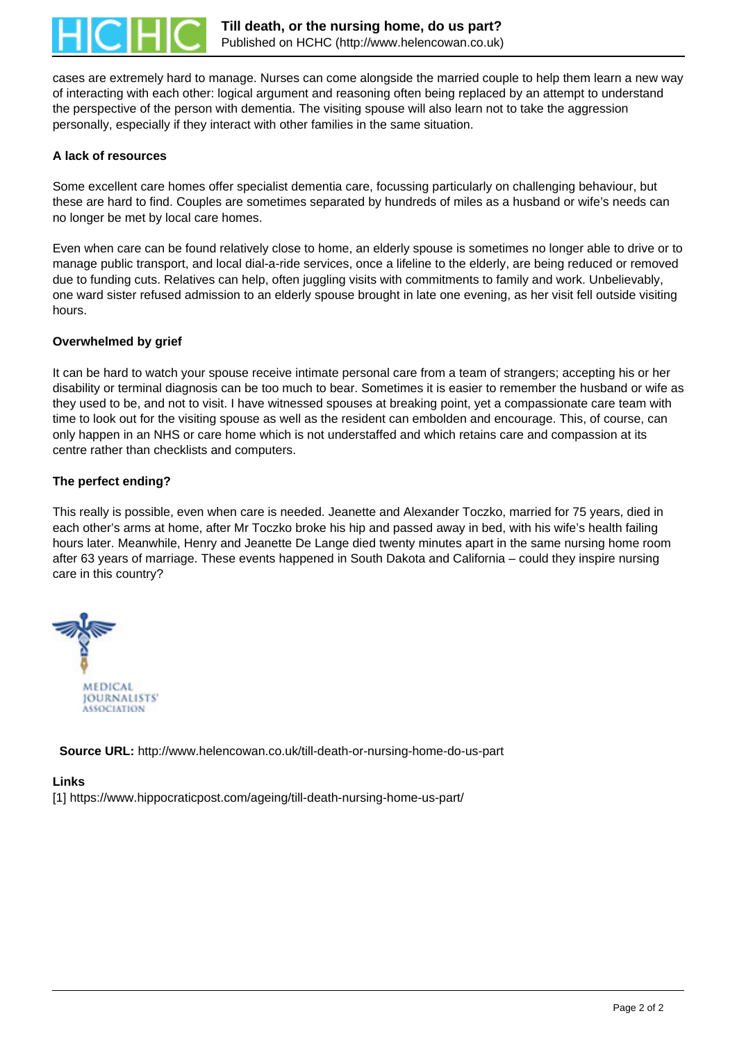cases are extremely hard to manage. Nurses can come alongside the married couple to help them learn a new way of interacting with each other: logical argument and reasoning often being replaced by an attempt to understand the perspective of the person with dementia. The visiting spouse will also learn not to take the aggression personally, especially if they interact with other families in the same situation.

**A lack of resources**

Some excellent care homes offer specialist dementia care, focussing particularly on challenging behaviour, but these are hard to find. Couples are sometimes separated by hundreds of miles as a husband or wife's needs can no longer be met by local care homes.

Even when care can be found relatively close to home, an elderly spouse is sometimes no longer able to drive or to manage public transport, and local dial-a-ride services, once a lifeline to the elderly, are being reduced or removed due to funding cuts. Relatives can help, often juggling visits with commitments to family and work. Unbelievably, one ward sister refused admission to an elderly spouse brought in late one evening, as her visit fell outside visiting hours.

**Overwhelmed by grief**

It can be hard to watch your spouse receive intimate personal care from a team of strangers; accepting his or her disability or terminal diagnosis can be too much to bear. Sometimes it is easier to remember the husband or wife as they used to be, and not to visit. I have witnessed spouses at breaking point, yet a compassionate care team with time to look out for the visiting spouse as well as the resident can embolden and encourage. This, of course, can only happen in an NHS or care home which is not understaffed and which retains care and compassion at its centre rather than checklists and computers.

**The perfect ending?**

This really is possible, even when care is needed. Jeanette and Alexander Toczko, married for 75 years, died in each other's arms at home, after Mr Toczko broke his hip and passed away in bed, with his wife's health failing hours later. Meanwhile, Henry and Jeanette De Lange died twenty minutes apart in the same nursing home room after 63 years of marriage. These events happened in South Dakota and California – could they inspire nursing care in this country?

MEDICAL JOURNALISTS' ASSOCIATION

**Source URL:** http://www.helencowan.co.uk/till-death-or-nursing-home-do-us-part

**Links**

[1] https://www.hippocraticpost.com/ageing/till-death-nursing-home-us-part/